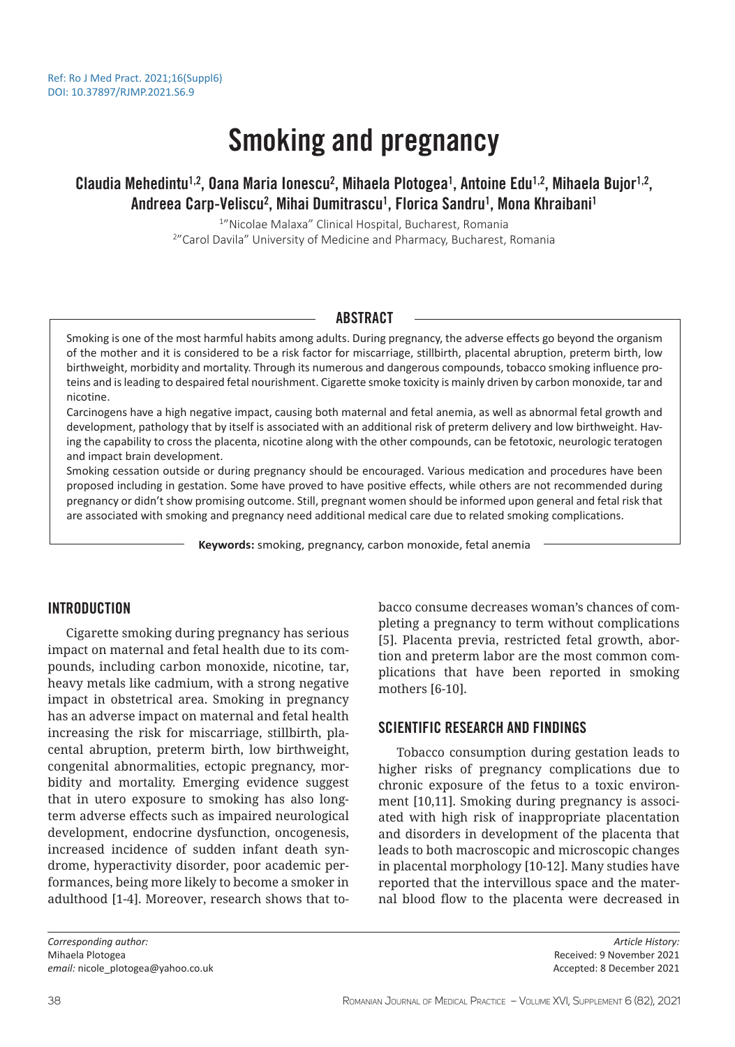Ref: Ro J Med Pract. 2021;16(Suppl6)
DOI: 10.37897/RJMP.2021.S6.9

# Smoking and pregnancy

**Claudia Mehedintu[1,2], Oana Maria Ionescu[2], Mihaela Plotogea[1], Antoine Edu[1,2], Mihaela Bujor[1,2], Andreea Carp-Veliscu[2], Mihai Dumitrascu[1], Florica Sandru[1], Mona Khraibani[1]**

[1]"Nicolae Malaxa" Clinical Hospital, Bucharest, Romania
[2]"Carol Davila" University of Medicine and Pharmacy, Bucharest, Romania

## ABSTRACT

Smoking is one of the most harmful habits among adults. During pregnancy, the adverse effects go beyond the organism of the mother and it is considered to be a risk factor for miscarriage, stillbirth, placental abruption, preterm birth, low birthweight, morbidity and mortality. Through its numerous and dangerous compounds, tobacco smoking influence proteins and is leading to despaired fetal nourishment. Cigarette smoke toxicity is mainly driven by carbon monoxide, tar and nicotine.

Carcinogens have a high negative impact, causing both maternal and fetal anemia, as well as abnormal fetal growth and development, pathology that by itself is associated with an additional risk of preterm delivery and low birthweight. Having the capability to cross the placenta, nicotine along with the other compounds, can be fetotoxic, neurologic teratogen and impact brain development.

Smoking cessation outside or during pregnancy should be encouraged. Various medication and procedures have been proposed including in gestation. Some have proved to have positive effects, while others are not recommended during pregnancy or didn't show promising outcome. Still, pregnant women should be informed upon general and fetal risk that are associated with smoking and pregnancy need additional medical care due to related smoking complications.

**Keywords:** smoking, pregnancy, carbon monoxide, fetal anemia

## INTRODUCTION

Cigarette smoking during pregnancy has serious impact on maternal and fetal health due to its compounds, including carbon monoxide, nicotine, tar, heavy metals like cadmium, with a strong negative impact in obstetrical area. Smoking in pregnancy has an adverse impact on maternal and fetal health increasing the risk for miscarriage, stillbirth, placental abruption, preterm birth, low birthweight, congenital abnormalities, ectopic pregnancy, morbidity and mortality. Emerging evidence suggest that in utero exposure to smoking has also long-term adverse effects such as impaired neurological development, endocrine dysfunction, oncogenesis, increased incidence of sudden infant death syndrome, hyperactivity disorder, poor academic performances, being more likely to become a smoker in adulthood [1-4]. Moreover, research shows that tobacco consume decreases woman's chances of completing a pregnancy to term without complications [5]. Placenta previa, restricted fetal growth, abortion and preterm labor are the most common complications that have been reported in smoking mothers [6-10].

## SCIENTIFIC RESEARCH AND FINDINGS

Tobacco consumption during gestation leads to higher risks of pregnancy complications due to chronic exposure of the fetus to a toxic environment [10,11]. Smoking during pregnancy is associated with high risk of inappropriate placentation and disorders in development of the placenta that leads to both macroscopic and microscopic changes in placental morphology [10-12]. Many studies have reported that the intervillous space and the maternal blood flow to the placenta were decreased in

*Corresponding author:*
Mihaela Plotogea
*email:* nicole_plotogea@yahoo.co.uk

*Article History:*
Received: 9 November 2021
Accepted: 8 December 2021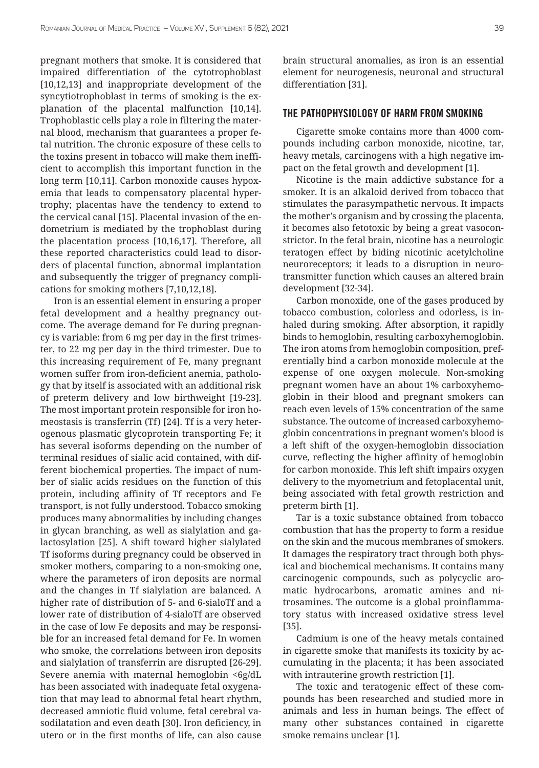pregnant mothers that smoke. It is considered that impaired differentiation of the cytotrophoblast [10,12,13] and inappropriate development of the syncytiotrophoblast in terms of smoking is the explanation of the placental malfunction [10,14]. Trophoblastic cells play a role in filtering the maternal blood, mechanism that guarantees a proper fetal nutrition. The chronic exposure of these cells to the toxins present in tobacco will make them inefficient to accomplish this important function in the long term [10,11]. Carbon monoxide causes hypoxemia that leads to compensatory placental hypertrophy; placentas have the tendency to extend to the cervical canal [15]. Placental invasion of the endometrium is mediated by the trophoblast during the placentation process [10,16,17]. Therefore, all these reported characteristics could lead to disorders of placental function, abnormal implantation and subsequently the trigger of pregnancy complications for smoking mothers [7,10,12,18].

Iron is an essential element in ensuring a proper fetal development and a healthy pregnancy outcome. The average demand for Fe during pregnancy is variable: from 6 mg per day in the first trimester, to 22 mg per day in the third trimester. Due to this increasing requirement of Fe, many pregnant women suffer from iron-deficient anemia, pathology that by itself is associated with an additional risk of preterm delivery and low birthweight [19-23]. The most important protein responsible for iron homeostasis is transferrin (Tf) [24]. Tf is a very heterogenous plasmatic glycoprotein transporting Fe; it has several isoforms depending on the number of terminal residues of sialic acid contained, with different biochemical properties. The impact of number of sialic acids residues on the function of this protein, including affinity of Tf receptors and Fe transport, is not fully understood. Tobacco smoking produces many abnormalities by including changes in glycan branching, as well as sialylation and galactosylation [25]. A shift toward higher sialylated Tf isoforms during pregnancy could be observed in smoker mothers, comparing to a non-smoking one, where the parameters of iron deposits are normal and the changes in Tf sialylation are balanced. A higher rate of distribution of 5- and 6-sialoTf and a lower rate of distribution of 4-sialoTf are observed in the case of low Fe deposits and may be responsible for an increased fetal demand for Fe. In women who smoke, the correlations between iron deposits and sialylation of transferrin are disrupted [26-29]. Severe anemia with maternal hemoglobin <6g/dL has been associated with inadequate fetal oxygenation that may lead to abnormal fetal heart rhythm, decreased amniotic fluid volume, fetal cerebral vasodilatation and even death [30]. Iron deficiency, in utero or in the first months of life, can also cause brain structural anomalies, as iron is an essential element for neurogenesis, neuronal and structural differentiation [31].

## THE PATHOPHYSIOLOGY OF HARM FROM SMOKING

Cigarette smoke contains more than 4000 compounds including carbon monoxide, nicotine, tar, heavy metals, carcinogens with a high negative impact on the fetal growth and development [1].

Nicotine is the main addictive substance for a smoker. It is an alkaloid derived from tobacco that stimulates the parasympathetic nervous. It impacts the mother's organism and by crossing the placenta, it becomes also fetotoxic by being a great vasoconstrictor. In the fetal brain, nicotine has a neurologic teratogen effect by biding nicotinic acetylcholine neuroreceptors; it leads to a disruption in neurotransmitter function which causes an altered brain development [32-34].

Carbon monoxide, one of the gases produced by tobacco combustion, colorless and odorless, is inhaled during smoking. After absorption, it rapidly binds to hemoglobin, resulting carboxyhemoglobin. The iron atoms from hemoglobin composition, preferentially bind a carbon monoxide molecule at the expense of one oxygen molecule. Non-smoking pregnant women have an about 1% carboxyhemoglobin in their blood and pregnant smokers can reach even levels of 15% concentration of the same substance. The outcome of increased carboxyhemoglobin concentrations in pregnant women's blood is a left shift of the oxygen-hemoglobin dissociation curve, reflecting the higher affinity of hemoglobin for carbon monoxide. This left shift impairs oxygen delivery to the myometrium and fetoplacental unit, being associated with fetal growth restriction and preterm birth [1].

Tar is a toxic substance obtained from tobacco combustion that has the property to form a residue on the skin and the mucous membranes of smokers. It damages the respiratory tract through both physical and biochemical mechanisms. It contains many carcinogenic compounds, such as polycyclic aromatic hydrocarbons, aromatic amines and nitrosamines. The outcome is a global proinflammatory status with increased oxidative stress level [35].

Cadmium is one of the heavy metals contained in cigarette smoke that manifests its toxicity by accumulating in the placenta; it has been associated with intrauterine growth restriction [1].

The toxic and teratogenic effect of these compounds has been researched and studied more in animals and less in human beings. The effect of many other substances contained in cigarette smoke remains unclear [1].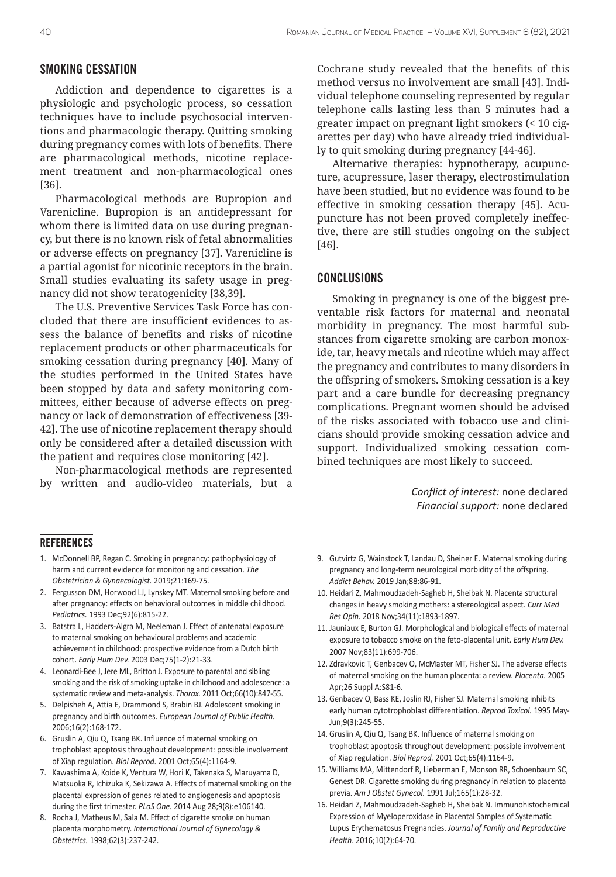## SMOKING CESSATION

Addiction and dependence to cigarettes is a physiologic and psychologic process, so cessation techniques have to include psychosocial interventions and pharmacologic therapy. Quitting smoking during pregnancy comes with lots of benefits. There are pharmacological methods, nicotine replacement treatment and non-pharmacological ones [36].

Pharmacological methods are Bupropion and Varenicline. Bupropion is an antidepressant for whom there is limited data on use during pregnancy, but there is no known risk of fetal abnormalities or adverse effects on pregnancy [37]. Varenicline is a partial agonist for nicotinic receptors in the brain. Small studies evaluating its safety usage in pregnancy did not show teratogenicity [38,39].

The U.S. Preventive Services Task Force has concluded that there are insufficient evidences to assess the balance of benefits and risks of nicotine replacement products or other pharmaceuticals for smoking cessation during pregnancy [40]. Many of the studies performed in the United States have been stopped by data and safety monitoring committees, either because of adverse effects on pregnancy or lack of demonstration of effectiveness [39-42]. The use of nicotine replacement therapy should only be considered after a detailed discussion with the patient and requires close monitoring [42].

Non-pharmacological methods are represented by written and audio-video materials, but a Cochrane study revealed that the benefits of this method versus no involvement are small [43]. Individual telephone counseling represented by regular telephone calls lasting less than 5 minutes had a greater impact on pregnant light smokers (< 10 cigarettes per day) who have already tried individually to quit smoking during pregnancy [44-46].

Alternative therapies: hypnotherapy, acupuncture, acupressure, laser therapy, electrostimulation have been studied, but no evidence was found to be effective in smoking cessation therapy [45]. Acupuncture has not been proved completely ineffective, there are still studies ongoing on the subject [46].

## CONCLUSIONS

Smoking in pregnancy is one of the biggest preventable risk factors for maternal and neonatal morbidity in pregnancy. The most harmful substances from cigarette smoking are carbon monoxide, tar, heavy metals and nicotine which may affect the pregnancy and contributes to many disorders in the offspring of smokers. Smoking cessation is a key part and a care bundle for decreasing pregnancy complications. Pregnant women should be advised of the risks associated with tobacco use and clinicians should provide smoking cessation advice and support. Individualized smoking cessation combined techniques are most likely to succeed.

*Conflict of interest:* none declared
*Financial support:* none declared

## REFERENCES

1. McDonnell BP, Regan C. Smoking in pregnancy: pathophysiology of harm and current evidence for monitoring and cessation. *The Obstetrician & Gynaecologist.* 2019;21:169-75.
2. Fergusson DM, Horwood LJ, Lynskey MT. Maternal smoking before and after pregnancy: effects on behavioral outcomes in middle childhood. *Pediatrics.* 1993 Dec;92(6):815-22.
3. Batstra L, Hadders-Algra M, Neeleman J. Effect of antenatal exposure to maternal smoking on behavioural problems and academic achievement in childhood: prospective evidence from a Dutch birth cohort. *Early Hum Dev.* 2003 Dec;75(1-2):21-33.
4. Leonardi-Bee J, Jere ML, Britton J. Exposure to parental and sibling smoking and the risk of smoking uptake in childhood and adolescence: a systematic review and meta-analysis. *Thorax.* 2011 Oct;66(10):847-55.
5. Delpisheh A, Attia E, Drammond S, Brabin BJ. Adolescent smoking in pregnancy and birth outcomes. *European Journal of Public Health.* 2006;16(2):168-172.
6. Gruslin A, Qiu Q, Tsang BK. Influence of maternal smoking on trophoblast apoptosis throughout development: possible involvement of Xiap regulation. *Biol Reprod.* 2001 Oct;65(4):1164-9.
7. Kawashima A, Koide K, Ventura W, Hori K, Takenaka S, Maruyama D, Matsuoka R, Ichizuka K, Sekizawa A. Effects of maternal smoking on the placental expression of genes related to angiogenesis and apoptosis during the first trimester. *PLoS One.* 2014 Aug 28;9(8):e106140.
8. Rocha J, Matheus M, Sala M. Effect of cigarette smoke on human placenta morphometry. *International Journal of Gynecology & Obstetrics.* 1998;62(3):237-242.
9. Gutvirtz G, Wainstock T, Landau D, Sheiner E. Maternal smoking during pregnancy and long-term neurological morbidity of the offspring. *Addict Behav.* 2019 Jan;88:86-91.
10. Heidari Z, Mahmoudzadeh-Sagheb H, Sheibak N. Placenta structural changes in heavy smoking mothers: a stereological aspect. *Curr Med Res Opin.* 2018 Nov;34(11):1893-1897.
11. Jauniaux E, Burton GJ. Morphological and biological effects of maternal exposure to tobacco smoke on the feto-placental unit. *Early Hum Dev.* 2007 Nov;83(11):699-706.
12. Zdravkovic T, Genbacev O, McMaster MT, Fisher SJ. The adverse effects of maternal smoking on the human placenta: a review. *Placenta.* 2005 Apr;26 Suppl A:S81-6.
13. Genbacev O, Bass KE, Joslin RJ, Fisher SJ. Maternal smoking inhibits early human cytotrophoblast differentiation. *Reprod Toxicol.* 1995 May-Jun;9(3):245-55.
14. Gruslin A, Qiu Q, Tsang BK. Influence of maternal smoking on trophoblast apoptosis throughout development: possible involvement of Xiap regulation. *Biol Reprod.* 2001 Oct;65(4):1164-9.
15. Williams MA, Mittendorf R, Lieberman E, Monson RR, Schoenbaum SC, Genest DR. Cigarette smoking during pregnancy in relation to placenta previa. *Am J Obstet Gynecol.* 1991 Jul;165(1):28-32.
16. Heidari Z, Mahmoudzadeh-Sagheb H, Sheibak N. Immunohistochemical Expression of Myeloperoxidase in Placental Samples of Systematic Lupus Erythematosus Pregnancies. *Journal of Family and Reproductive Health*. 2016;10(2):64-70.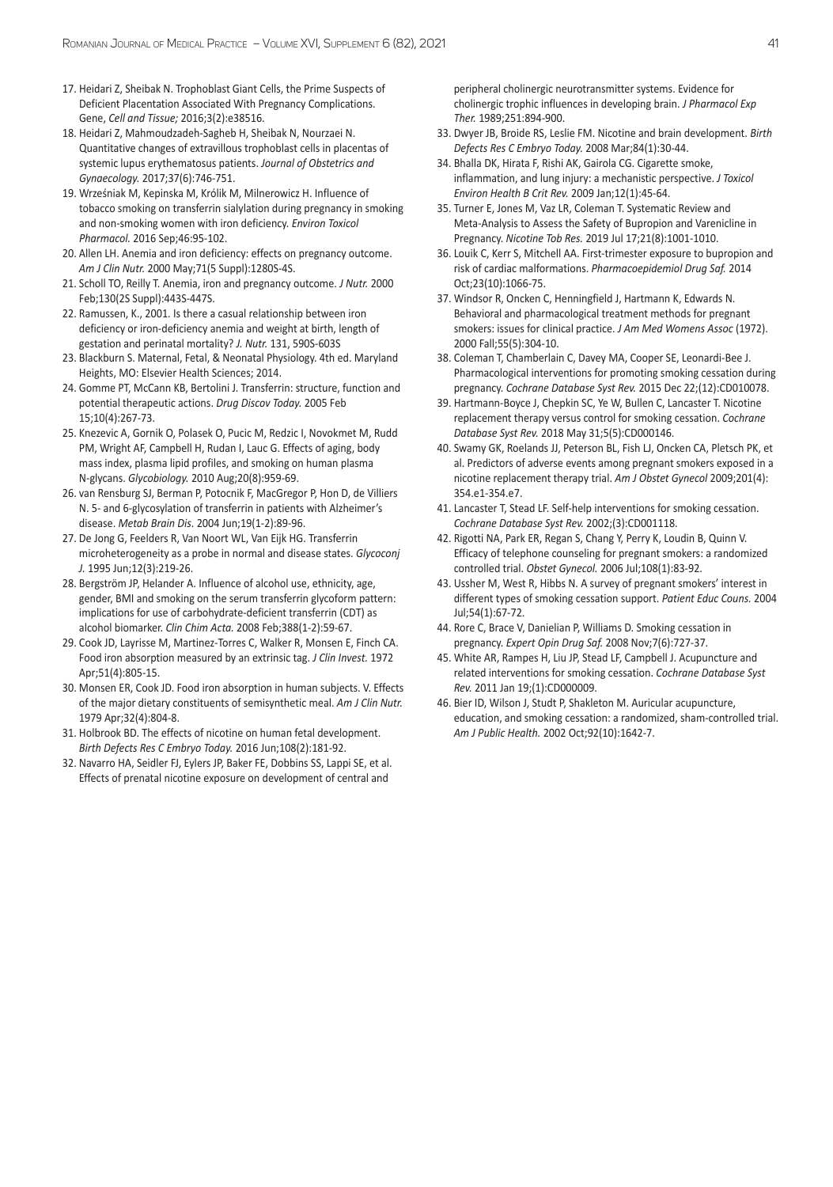17. Heidari Z, Sheibak N. Trophoblast Giant Cells, the Prime Suspects of Deficient Placentation Associated With Pregnancy Complications. Gene, *Cell and Tissue;* 2016;3(2):e38516.
18. Heidari Z, Mahmoudzadeh-Sagheb H, Sheibak N, Nourzaei N. Quantitative changes of extravillous trophoblast cells in placentas of systemic lupus erythematosus patients. *Journal of Obstetrics and Gynaecology.* 2017;37(6):746-751.
19. Wrześniak M, Kepinska M, Królik M, Milnerowicz H. Influence of tobacco smoking on transferrin sialylation during pregnancy in smoking and non-smoking women with iron deficiency. *Environ Toxicol Pharmacol.* 2016 Sep;46:95-102.
20. Allen LH. Anemia and iron deficiency: effects on pregnancy outcome. *Am J Clin Nutr.* 2000 May;71(5 Suppl):1280S-4S.
21. Scholl TO, Reilly T. Anemia, iron and pregnancy outcome. *J Nutr.* 2000 Feb;130(2S Suppl):443S-447S.
22. Ramussen, K., 2001. Is there a casual relationship between iron deficiency or iron-deficiency anemia and weight at birth, length of gestation and perinatal mortality? *J. Nutr.* 131, 590S-603S
23. Blackburn S. Maternal, Fetal, & Neonatal Physiology. 4th ed. Maryland Heights, MO: Elsevier Health Sciences; 2014.
24. Gomme PT, McCann KB, Bertolini J. Transferrin: structure, function and potential therapeutic actions. *Drug Discov Today.* 2005 Feb 15;10(4):267-73.
25. Knezevic A, Gornik O, Polasek O, Pucic M, Redzic I, Novokmet M, Rudd PM, Wright AF, Campbell H, Rudan I, Lauc G. Effects of aging, body mass index, plasma lipid profiles, and smoking on human plasma N-glycans. *Glycobiology.* 2010 Aug;20(8):959-69.
26. van Rensburg SJ, Berman P, Potocnik F, MacGregor P, Hon D, de Villiers N. 5- and 6-glycosylation of transferrin in patients with Alzheimer's disease. *Metab Brain Dis*. 2004 Jun;19(1-2):89-96.
27. De Jong G, Feelders R, Van Noort WL, Van Eijk HG. Transferrin microheterogeneity as a probe in normal and disease states. *Glycoconj J.* 1995 Jun;12(3):219-26.
28. Bergström JP, Helander A. Influence of alcohol use, ethnicity, age, gender, BMI and smoking on the serum transferrin glycoform pattern: implications for use of carbohydrate-deficient transferrin (CDT) as alcohol biomarker. *Clin Chim Acta.* 2008 Feb;388(1-2):59-67.
29. Cook JD, Layrisse M, Martinez-Torres C, Walker R, Monsen E, Finch CA. Food iron absorption measured by an extrinsic tag. *J Clin Invest.* 1972 Apr;51(4):805-15.
30. Monsen ER, Cook JD. Food iron absorption in human subjects. V. Effects of the major dietary constituents of semisynthetic meal. *Am J Clin Nutr.* 1979 Apr;32(4):804-8.
31. Holbrook BD. The effects of nicotine on human fetal development. *Birth Defects Res C Embryo Today.* 2016 Jun;108(2):181-92.
32. Navarro HA, Seidler FJ, Eylers JP, Baker FE, Dobbins SS, Lappi SE, et al. Effects of prenatal nicotine exposure on development of central and peripheral cholinergic neurotransmitter systems. Evidence for cholinergic trophic influences in developing brain. *J Pharmacol Exp Ther.* 1989;251:894-900.
33. Dwyer JB, Broide RS, Leslie FM. Nicotine and brain development. *Birth Defects Res C Embryo Today.* 2008 Mar;84(1):30-44.
34. Bhalla DK, Hirata F, Rishi AK, Gairola CG. Cigarette smoke, inflammation, and lung injury: a mechanistic perspective. *J Toxicol Environ Health B Crit Rev.* 2009 Jan;12(1):45-64.
35. Turner E, Jones M, Vaz LR, Coleman T. Systematic Review and Meta-Analysis to Assess the Safety of Bupropion and Varenicline in Pregnancy. *Nicotine Tob Res.* 2019 Jul 17;21(8):1001-1010.
36. Louik C, Kerr S, Mitchell AA. First-trimester exposure to bupropion and risk of cardiac malformations. *Pharmacoepidemiol Drug Saf.* 2014 Oct;23(10):1066-75.
37. Windsor R, Oncken C, Henningfield J, Hartmann K, Edwards N. Behavioral and pharmacological treatment methods for pregnant smokers: issues for clinical practice. *J Am Med Womens Assoc* (1972). 2000 Fall;55(5):304-10.
38. Coleman T, Chamberlain C, Davey MA, Cooper SE, Leonardi-Bee J. Pharmacological interventions for promoting smoking cessation during pregnancy. *Cochrane Database Syst Rev.* 2015 Dec 22;(12):CD010078.
39. Hartmann-Boyce J, Chepkin SC, Ye W, Bullen C, Lancaster T. Nicotine replacement therapy versus control for smoking cessation. *Cochrane Database Syst Rev.* 2018 May 31;5(5):CD000146.
40. Swamy GK, Roelands JJ, Peterson BL, Fish LJ, Oncken CA, Pletsch PK, et al. Predictors of adverse events among pregnant smokers exposed in a nicotine replacement therapy trial. *Am J Obstet Gynecol* 2009;201(4):354.e1-354.e7.
41. Lancaster T, Stead LF. Self-help interventions for smoking cessation. *Cochrane Database Syst Rev.* 2002;(3):CD001118.
42. Rigotti NA, Park ER, Regan S, Chang Y, Perry K, Loudin B, Quinn V. Efficacy of telephone counseling for pregnant smokers: a randomized controlled trial. *Obstet Gynecol.* 2006 Jul;108(1):83-92.
43. Ussher M, West R, Hibbs N. A survey of pregnant smokers' interest in different types of smoking cessation support. *Patient Educ Couns.* 2004 Jul;54(1):67-72.
44. Rore C, Brace V, Danielian P, Williams D. Smoking cessation in pregnancy. *Expert Opin Drug Saf.* 2008 Nov;7(6):727-37.
45. White AR, Rampes H, Liu JP, Stead LF, Campbell J. Acupuncture and related interventions for smoking cessation. *Cochrane Database Syst Rev.* 2011 Jan 19;(1):CD000009.
46. Bier ID, Wilson J, Studt P, Shakleton M. Auricular acupuncture, education, and smoking cessation: a randomized, sham-controlled trial. *Am J Public Health.* 2002 Oct;92(10):1642-7.